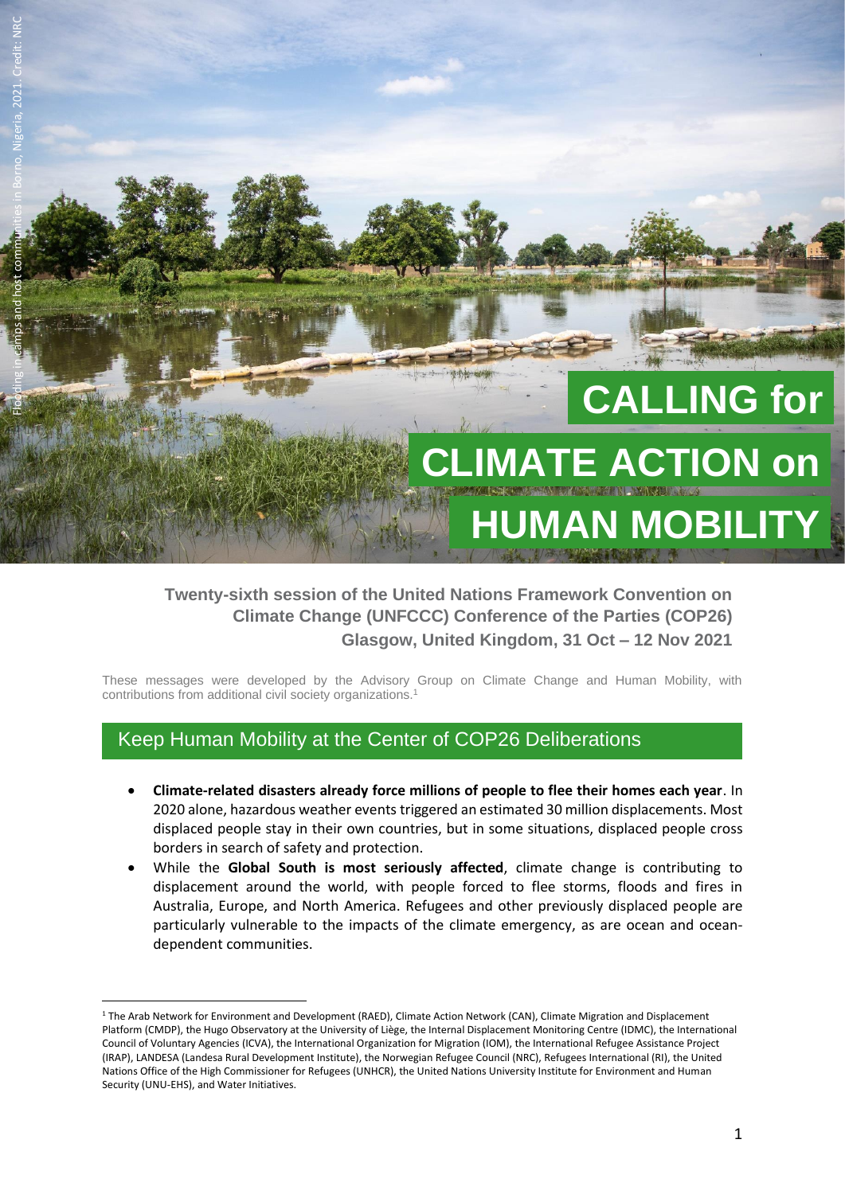*Flooding in camps and host communities in Borno, Nigeria, 2021. Credit: NRC*

# CALLING for CLIMATE ACTION on HUMAN MOBILITY

**Twenty-sixth session of the United Nations Framework Convention on Climate Change (UNFCCC) Conference of the Parties (COP26)**
**Glasgow, United Kingdom, 31 Oct – 12 Nov 2021**

These messages were developed by the Advisory Group on Climate Change and Human Mobility, with contributions from additional civil society organizations.[1]

## Keep Human Mobility at the Center of COP26 Deliberations

- **Climate-related disasters already force millions of people to flee their homes each year**. In 2020 alone, hazardous weather events triggered an estimated 30 million displacements. Most displaced people stay in their own countries, but in some situations, displaced people cross borders in search of safety and protection.
- While the **Global South is most seriously affected**, climate change is contributing to displacement around the world, with people forced to flee storms, floods and fires in Australia, Europe, and North America. Refugees and other previously displaced people are particularly vulnerable to the impacts of the climate emergency, as are ocean and ocean-dependent communities.

[1] The Arab Network for Environment and Development (RAED), Climate Action Network (CAN), Climate Migration and Displacement Platform (CMDP), the Hugo Observatory at the University of Liège, the Internal Displacement Monitoring Centre (IDMC), the International Council of Voluntary Agencies (ICVA), the International Organization for Migration (IOM), the International Refugee Assistance Project (IRAP), LANDESA (Landesa Rural Development Institute), the Norwegian Refugee Council (NRC), Refugees International (RI), the United Nations Office of the High Commissioner for Refugees (UNHCR), the United Nations University Institute for Environment and Human Security (UNU-EHS), and Water Initiatives.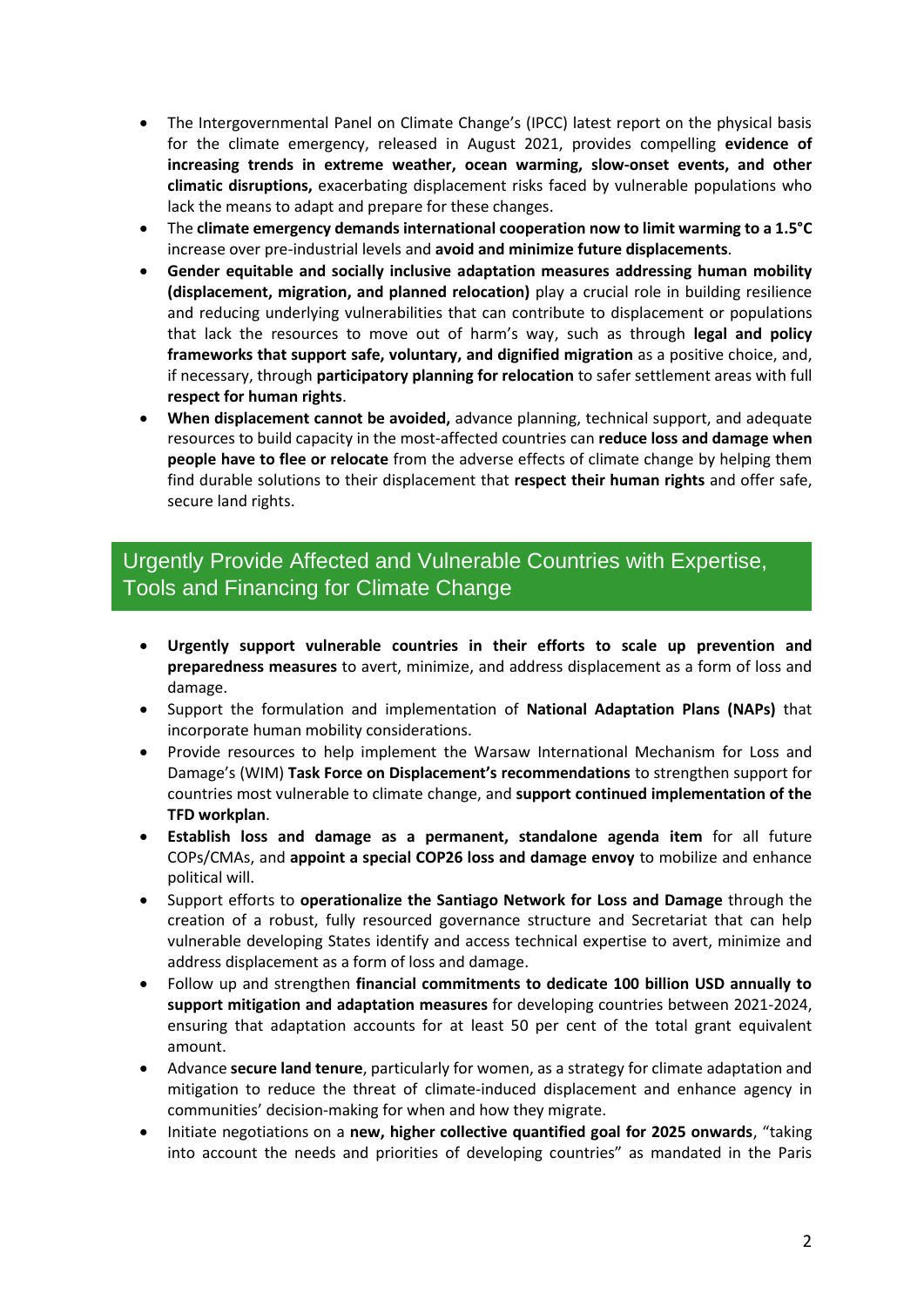- The Intergovernmental Panel on Climate Change's (IPCC) latest report on the physical basis for the climate emergency, released in August 2021, provides compelling **evidence of increasing trends in extreme weather, ocean warming, slow-onset events, and other climatic disruptions,** exacerbating displacement risks faced by vulnerable populations who lack the means to adapt and prepare for these changes.
- The **climate emergency demands international cooperation now to limit warming to a 1.5°C** increase over pre-industrial levels and **avoid and minimize future displacements**.
- **Gender equitable and socially inclusive adaptation measures addressing human mobility (displacement, migration, and planned relocation)** play a crucial role in building resilience and reducing underlying vulnerabilities that can contribute to displacement or populations that lack the resources to move out of harm's way, such as through **legal and policy frameworks that support safe, voluntary, and dignified migration** as a positive choice, and, if necessary, through **participatory planning for relocation** to safer settlement areas with full **respect for human rights**.
- **When displacement cannot be avoided,** advance planning, technical support, and adequate resources to build capacity in the most-affected countries can **reduce loss and damage when people have to flee or relocate** from the adverse effects of climate change by helping them find durable solutions to their displacement that **respect their human rights** and offer safe, secure land rights.

## Urgently Provide Affected and Vulnerable Countries with Expertise, Tools and Financing for Climate Change

- **Urgently support vulnerable countries in their efforts to scale up prevention and preparedness measures** to avert, minimize, and address displacement as a form of loss and damage.
- Support the formulation and implementation of **National Adaptation Plans (NAPs)** that incorporate human mobility considerations.
- Provide resources to help implement the Warsaw International Mechanism for Loss and Damage's (WIM) **Task Force on Displacement's recommendations** to strengthen support for countries most vulnerable to climate change, and **support continued implementation of the TFD workplan**.
- **Establish loss and damage as a permanent, standalone agenda item** for all future COPs/CMAs, and **appoint a special COP26 loss and damage envoy** to mobilize and enhance political will.
- Support efforts to **operationalize the Santiago Network for Loss and Damage** through the creation of a robust, fully resourced governance structure and Secretariat that can help vulnerable developing States identify and access technical expertise to avert, minimize and address displacement as a form of loss and damage.
- Follow up and strengthen **financial commitments to dedicate 100 billion USD annually to support mitigation and adaptation measures** for developing countries between 2021-2024, ensuring that adaptation accounts for at least 50 per cent of the total grant equivalent amount.
- Advance **secure land tenure**, particularly for women, as a strategy for climate adaptation and mitigation to reduce the threat of climate-induced displacement and enhance agency in communities' decision-making for when and how they migrate.
- Initiate negotiations on a **new, higher collective quantified goal for 2025 onwards**, "taking into account the needs and priorities of developing countries" as mandated in the Paris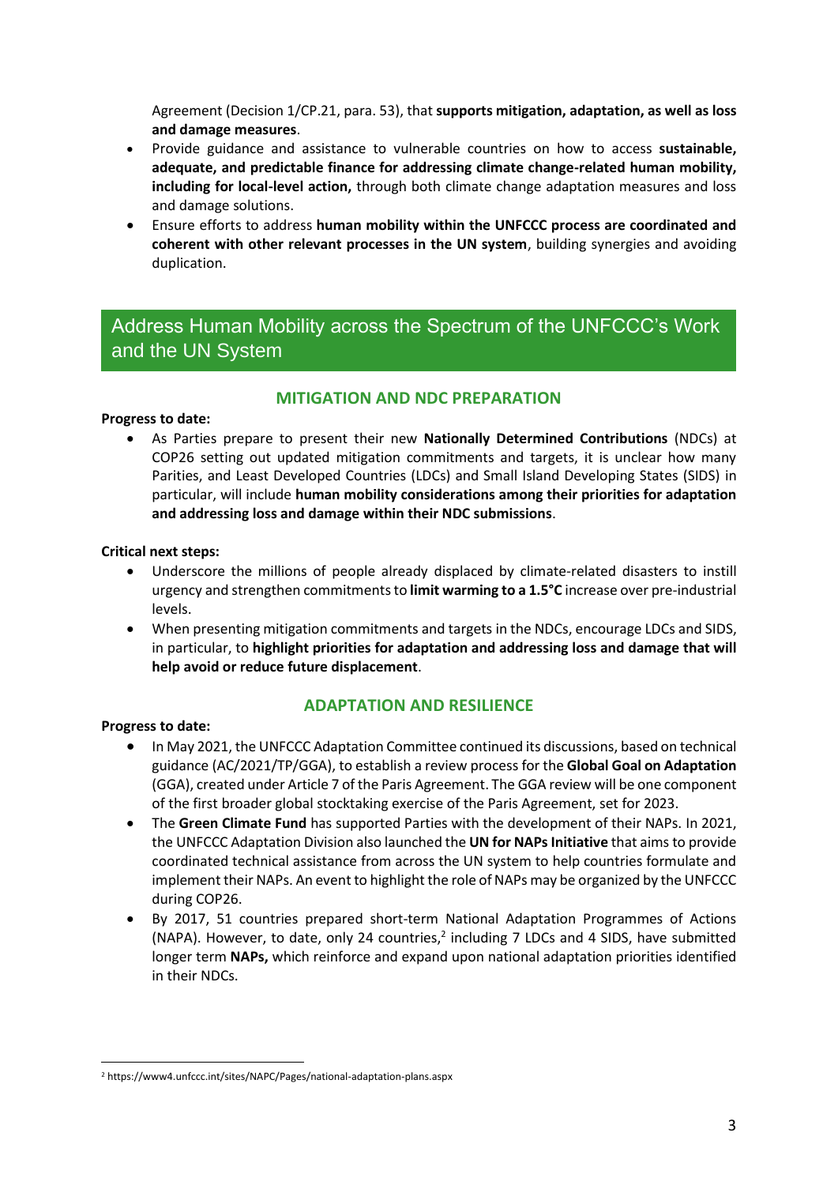Agreement (Decision 1/CP.21, para. 53), that **supports mitigation, adaptation, as well as loss and damage measures**.

- Provide guidance and assistance to vulnerable countries on how to access **sustainable, adequate, and predictable finance for addressing climate change-related human mobility, including for local-level action,** through both climate change adaptation measures and loss and damage solutions.
- Ensure efforts to address **human mobility within the UNFCCC process are coordinated and coherent with other relevant processes in the UN system**, building synergies and avoiding duplication.

## Address Human Mobility across the Spectrum of the UNFCCC's Work and the UN System

### MITIGATION AND NDC PREPARATION

**Progress to date:**

- As Parties prepare to present their new **Nationally Determined Contributions** (NDCs) at COP26 setting out updated mitigation commitments and targets, it is unclear how many Parities, and Least Developed Countries (LDCs) and Small Island Developing States (SIDS) in particular, will include **human mobility considerations among their priorities for adaptation and addressing loss and damage within their NDC submissions**.

**Critical next steps:**

- Underscore the millions of people already displaced by climate-related disasters to instill urgency and strengthen commitments to **limit warming to a 1.5°C** increase over pre-industrial levels.
- When presenting mitigation commitments and targets in the NDCs, encourage LDCs and SIDS, in particular, to **highlight priorities for adaptation and addressing loss and damage that will help avoid or reduce future displacement**.

### ADAPTATION AND RESILIENCE

**Progress to date:**

- In May 2021, the UNFCCC Adaptation Committee continued its discussions, based on technical guidance (AC/2021/TP/GGA), to establish a review process for the **Global Goal on Adaptation** (GGA), created under Article 7 of the Paris Agreement. The GGA review will be one component of the first broader global stocktaking exercise of the Paris Agreement, set for 2023.
- The **Green Climate Fund** has supported Parties with the development of their NAPs. In 2021, the UNFCCC Adaptation Division also launched the **UN for NAPs Initiative** that aims to provide coordinated technical assistance from across the UN system to help countries formulate and implement their NAPs. An event to highlight the role of NAPs may be organized by the UNFCCC during COP26.
- By 2017, 51 countries prepared short-term National Adaptation Programmes of Actions (NAPA). However, to date, only 24 countries,[2] including 7 LDCs and 4 SIDS, have submitted longer term **NAPs,** which reinforce and expand upon national adaptation priorities identified in their NDCs.

[2] https://www4.unfccc.int/sites/NAPC/Pages/national-adaptation-plans.aspx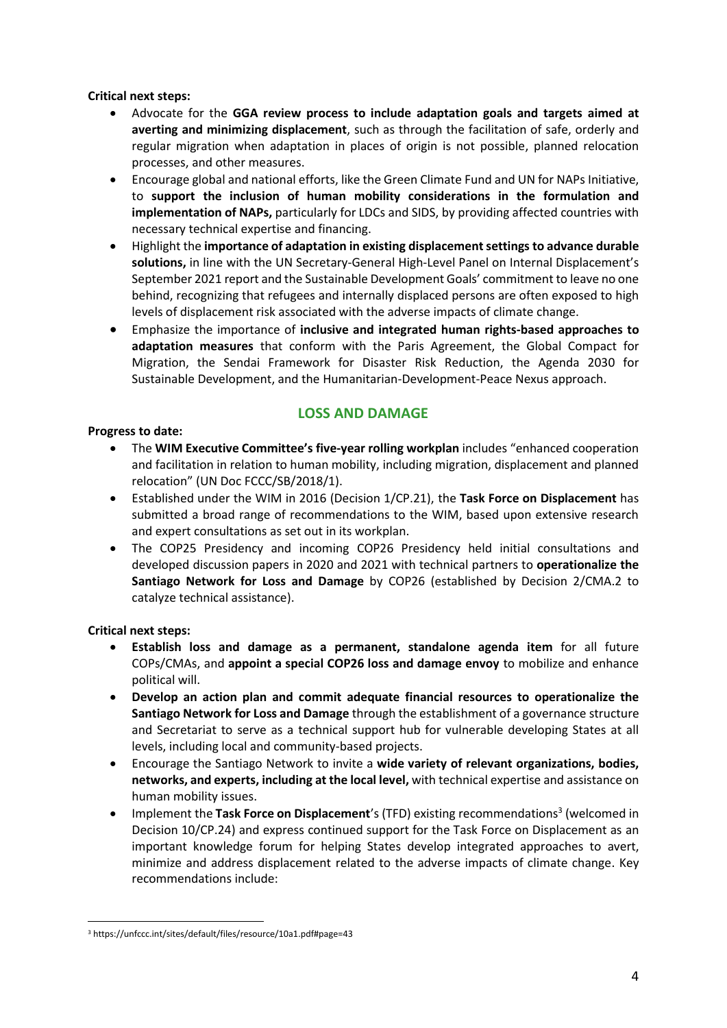**Critical next steps:**

- Advocate for the **GGA review process to include adaptation goals and targets aimed at averting and minimizing displacement**, such as through the facilitation of safe, orderly and regular migration when adaptation in places of origin is not possible, planned relocation processes, and other measures.
- Encourage global and national efforts, like the Green Climate Fund and UN for NAPs Initiative, to **support the inclusion of human mobility considerations in the formulation and implementation of NAPs,** particularly for LDCs and SIDS, by providing affected countries with necessary technical expertise and financing.
- Highlight the **importance of adaptation in existing displacement settings to advance durable solutions,** in line with the UN Secretary-General High-Level Panel on Internal Displacement's September 2021 report and the Sustainable Development Goals' commitment to leave no one behind, recognizing that refugees and internally displaced persons are often exposed to high levels of displacement risk associated with the adverse impacts of climate change.
- Emphasize the importance of **inclusive and integrated human rights-based approaches to adaptation measures** that conform with the Paris Agreement, the Global Compact for Migration, the Sendai Framework for Disaster Risk Reduction, the Agenda 2030 for Sustainable Development, and the Humanitarian-Development-Peace Nexus approach.

## LOSS AND DAMAGE

**Progress to date:**

- The **WIM Executive Committee's five-year rolling workplan** includes "enhanced cooperation and facilitation in relation to human mobility, including migration, displacement and planned relocation" (UN Doc FCCC/SB/2018/1).
- Established under the WIM in 2016 (Decision 1/CP.21), the **Task Force on Displacement** has submitted a broad range of recommendations to the WIM, based upon extensive research and expert consultations as set out in its workplan.
- The COP25 Presidency and incoming COP26 Presidency held initial consultations and developed discussion papers in 2020 and 2021 with technical partners to **operationalize the Santiago Network for Loss and Damage** by COP26 (established by Decision 2/CMA.2 to catalyze technical assistance).

**Critical next steps:**

- **Establish loss and damage as a permanent, standalone agenda item** for all future COPs/CMAs, and **appoint a special COP26 loss and damage envoy** to mobilize and enhance political will.
- **Develop an action plan and commit adequate financial resources to operationalize the Santiago Network for Loss and Damage** through the establishment of a governance structure and Secretariat to serve as a technical support hub for vulnerable developing States at all levels, including local and community-based projects.
- Encourage the Santiago Network to invite a **wide variety of relevant organizations, bodies, networks, and experts, including at the local level,** with technical expertise and assistance on human mobility issues.
- Implement the **Task Force on Displacement**'s (TFD) existing recommendations[3] (welcomed in Decision 10/CP.24) and express continued support for the Task Force on Displacement as an important knowledge forum for helping States develop integrated approaches to avert, minimize and address displacement related to the adverse impacts of climate change. Key recommendations include:

[3] https://unfccc.int/sites/default/files/resource/10a1.pdf#page=43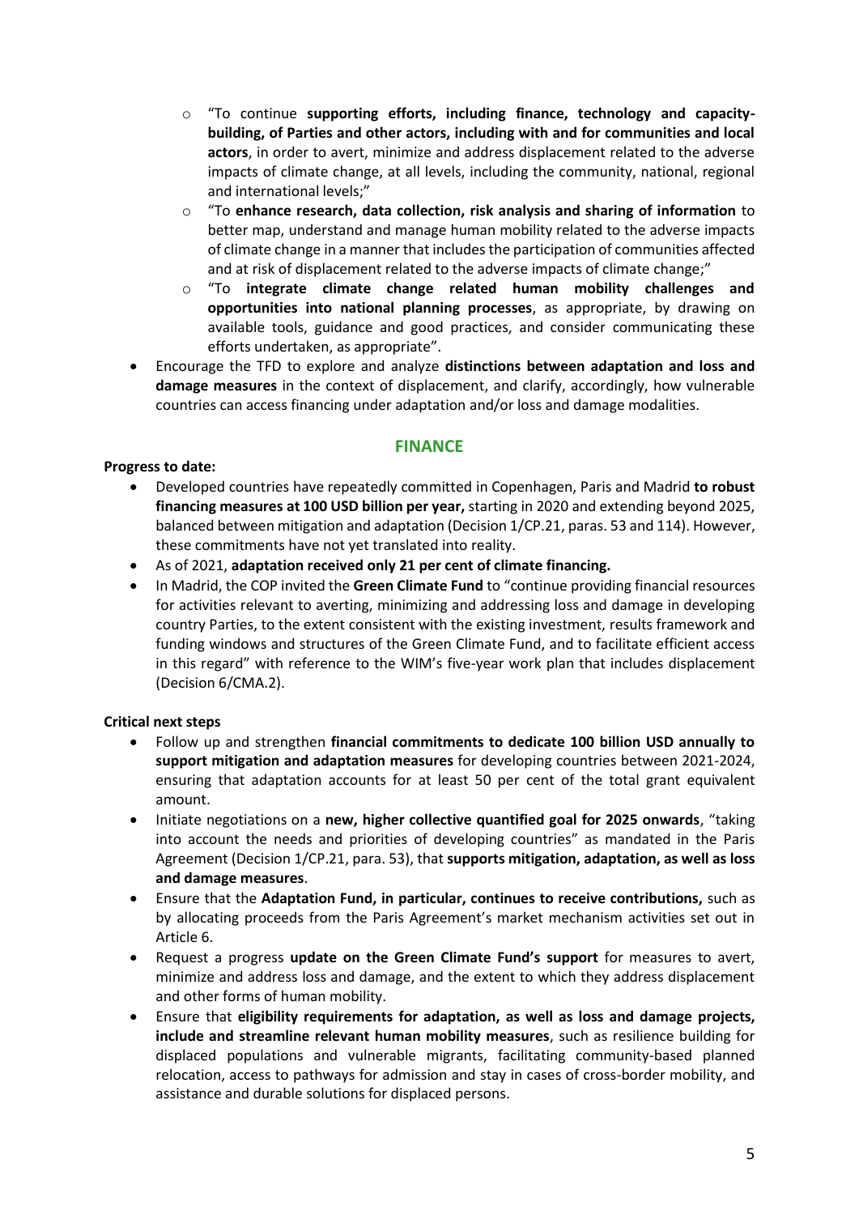- "To continue **supporting efforts, including finance, technology and capacity-building, of Parties and other actors, including with and for communities and local actors**, in order to avert, minimize and address displacement related to the adverse impacts of climate change, at all levels, including the community, national, regional and international levels;"
  - "To **enhance research, data collection, risk analysis and sharing of information** to better map, understand and manage human mobility related to the adverse impacts of climate change in a manner that includes the participation of communities affected and at risk of displacement related to the adverse impacts of climate change;"
  - "To **integrate climate change related human mobility challenges and opportunities into national planning processes**, as appropriate, by drawing on available tools, guidance and good practices, and consider communicating these efforts undertaken, as appropriate".
- Encourage the TFD to explore and analyze **distinctions between adaptation and loss and damage measures** in the context of displacement, and clarify, accordingly, how vulnerable countries can access financing under adaptation and/or loss and damage modalities.

## FINANCE

**Progress to date:**

- Developed countries have repeatedly committed in Copenhagen, Paris and Madrid **to robust financing measures at 100 USD billion per year,** starting in 2020 and extending beyond 2025, balanced between mitigation and adaptation (Decision 1/CP.21, paras. 53 and 114). However, these commitments have not yet translated into reality.
- As of 2021, **adaptation received only 21 per cent of climate financing.**
- In Madrid, the COP invited the **Green Climate Fund** to "continue providing financial resources for activities relevant to averting, minimizing and addressing loss and damage in developing country Parties, to the extent consistent with the existing investment, results framework and funding windows and structures of the Green Climate Fund, and to facilitate efficient access in this regard" with reference to the WIM's five-year work plan that includes displacement (Decision 6/CMA.2).

**Critical next steps**

- Follow up and strengthen **financial commitments to dedicate 100 billion USD annually to support mitigation and adaptation measures** for developing countries between 2021-2024, ensuring that adaptation accounts for at least 50 per cent of the total grant equivalent amount.
- Initiate negotiations on a **new, higher collective quantified goal for 2025 onwards**, "taking into account the needs and priorities of developing countries" as mandated in the Paris Agreement (Decision 1/CP.21, para. 53), that **supports mitigation, adaptation, as well as loss and damage measures**.
- Ensure that the **Adaptation Fund, in particular, continues to receive contributions,** such as by allocating proceeds from the Paris Agreement's market mechanism activities set out in Article 6.
- Request a progress **update on the Green Climate Fund's support** for measures to avert, minimize and address loss and damage, and the extent to which they address displacement and other forms of human mobility.
- Ensure that **eligibility requirements for adaptation, as well as loss and damage projects, include and streamline relevant human mobility measures**, such as resilience building for displaced populations and vulnerable migrants, facilitating community-based planned relocation, access to pathways for admission and stay in cases of cross-border mobility, and assistance and durable solutions for displaced persons.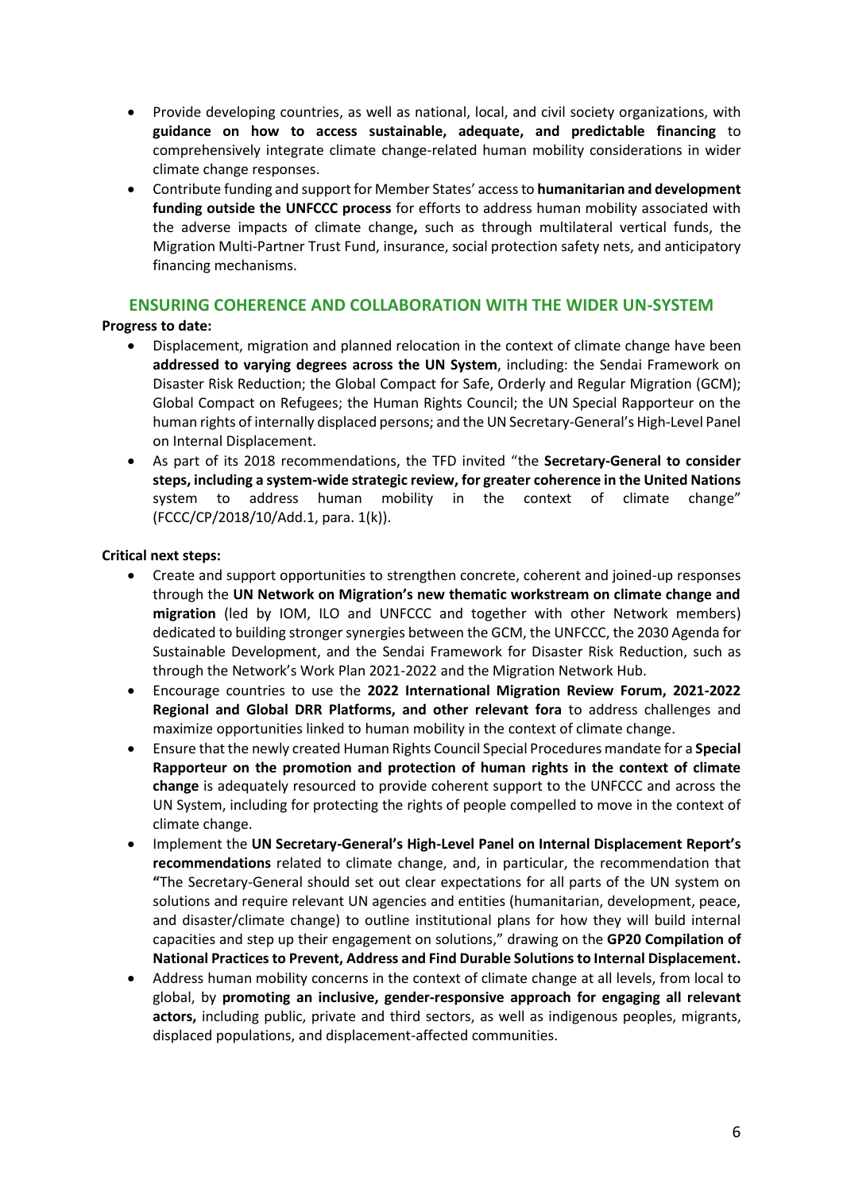- Provide developing countries, as well as national, local, and civil society organizations, with **guidance on how to access sustainable, adequate, and predictable financing** to comprehensively integrate climate change-related human mobility considerations in wider climate change responses.
- Contribute funding and support for Member States' access to **humanitarian and development funding outside the UNFCCC process** for efforts to address human mobility associated with the adverse impacts of climate change**,** such as through multilateral vertical funds, the Migration Multi-Partner Trust Fund, insurance, social protection safety nets, and anticipatory financing mechanisms.

## ENSURING COHERENCE AND COLLABORATION WITH THE WIDER UN-SYSTEM

**Progress to date:**

- Displacement, migration and planned relocation in the context of climate change have been **addressed to varying degrees across the UN System**, including: the Sendai Framework on Disaster Risk Reduction; the Global Compact for Safe, Orderly and Regular Migration (GCM); Global Compact on Refugees; the Human Rights Council; the UN Special Rapporteur on the human rights of internally displaced persons; and the UN Secretary-General's High-Level Panel on Internal Displacement.
- As part of its 2018 recommendations, the TFD invited "the **Secretary-General to consider steps, including a system-wide strategic review, for greater coherence in the United Nations** system to address human mobility in the context of climate change" (FCCC/CP/2018/10/Add.1, para. 1(k)).

**Critical next steps:**

- Create and support opportunities to strengthen concrete, coherent and joined-up responses through the **UN Network on Migration's new thematic workstream on climate change and migration** (led by IOM, ILO and UNFCCC and together with other Network members) dedicated to building stronger synergies between the GCM, the UNFCCC, the 2030 Agenda for Sustainable Development, and the Sendai Framework for Disaster Risk Reduction, such as through the Network's Work Plan 2021-2022 and the Migration Network Hub.
- Encourage countries to use the **2022 International Migration Review Forum, 2021-2022 Regional and Global DRR Platforms, and other relevant fora** to address challenges and maximize opportunities linked to human mobility in the context of climate change.
- Ensure that the newly created Human Rights Council Special Procedures mandate for a **Special Rapporteur on the promotion and protection of human rights in the context of climate change** is adequately resourced to provide coherent support to the UNFCCC and across the UN System, including for protecting the rights of people compelled to move in the context of climate change.
- Implement the **UN Secretary-General's High-Level Panel on Internal Displacement Report's recommendations** related to climate change, and, in particular, the recommendation that **"**The Secretary-General should set out clear expectations for all parts of the UN system on solutions and require relevant UN agencies and entities (humanitarian, development, peace, and disaster/climate change) to outline institutional plans for how they will build internal capacities and step up their engagement on solutions," drawing on the **GP20 Compilation of National Practices to Prevent, Address and Find Durable Solutions to Internal Displacement.**
- Address human mobility concerns in the context of climate change at all levels, from local to global, by **promoting an inclusive, gender-responsive approach for engaging all relevant actors,** including public, private and third sectors, as well as indigenous peoples, migrants, displaced populations, and displacement-affected communities.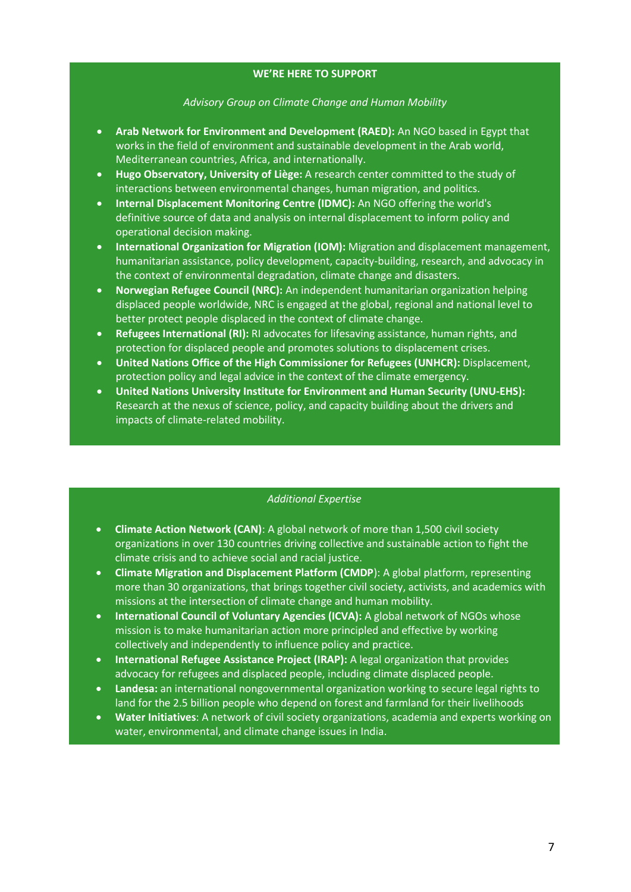## WE'RE HERE TO SUPPORT

*Advisory Group on Climate Change and Human Mobility*

- **Arab Network for Environment and Development (RAED):** An NGO based in Egypt that works in the field of environment and sustainable development in the Arab world, Mediterranean countries, Africa, and internationally.
- **Hugo Observatory, University of Liège:** A research center committed to the study of interactions between environmental changes, human migration, and politics.
- **Internal Displacement Monitoring Centre (IDMC):** An NGO offering the world's definitive source of data and analysis on internal displacement to inform policy and operational decision making.
- **International Organization for Migration (IOM):** Migration and displacement management, humanitarian assistance, policy development, capacity-building, research, and advocacy in the context of environmental degradation, climate change and disasters.
- **Norwegian Refugee Council (NRC):** An independent humanitarian organization helping displaced people worldwide, NRC is engaged at the global, regional and national level to better protect people displaced in the context of climate change.
- **Refugees International (RI):** RI advocates for lifesaving assistance, human rights, and protection for displaced people and promotes solutions to displacement crises.
- **United Nations Office of the High Commissioner for Refugees (UNHCR):** Displacement, protection policy and legal advice in the context of the climate emergency.
- **United Nations University Institute for Environment and Human Security (UNU-EHS):** Research at the nexus of science, policy, and capacity building about the drivers and impacts of climate-related mobility.

*Additional Expertise*

- **Climate Action Network (CAN)**: A global network of more than 1,500 civil society organizations in over 130 countries driving collective and sustainable action to fight the climate crisis and to achieve social and racial justice.
- **Climate Migration and Displacement Platform (CMDP**): A global platform, representing more than 30 organizations, that brings together civil society, activists, and academics with missions at the intersection of climate change and human mobility.
- **International Council of Voluntary Agencies (ICVA):** A global network of NGOs whose mission is to make humanitarian action more principled and effective by working collectively and independently to influence policy and practice.
- **International Refugee Assistance Project (IRAP):** A legal organization that provides advocacy for refugees and displaced people, including climate displaced people.
- **Landesa:** an international nongovernmental organization working to secure legal rights to land for the 2.5 billion people who depend on forest and farmland for their livelihoods
- **Water Initiatives**: A network of civil society organizations, academia and experts working on water, environmental, and climate change issues in India.